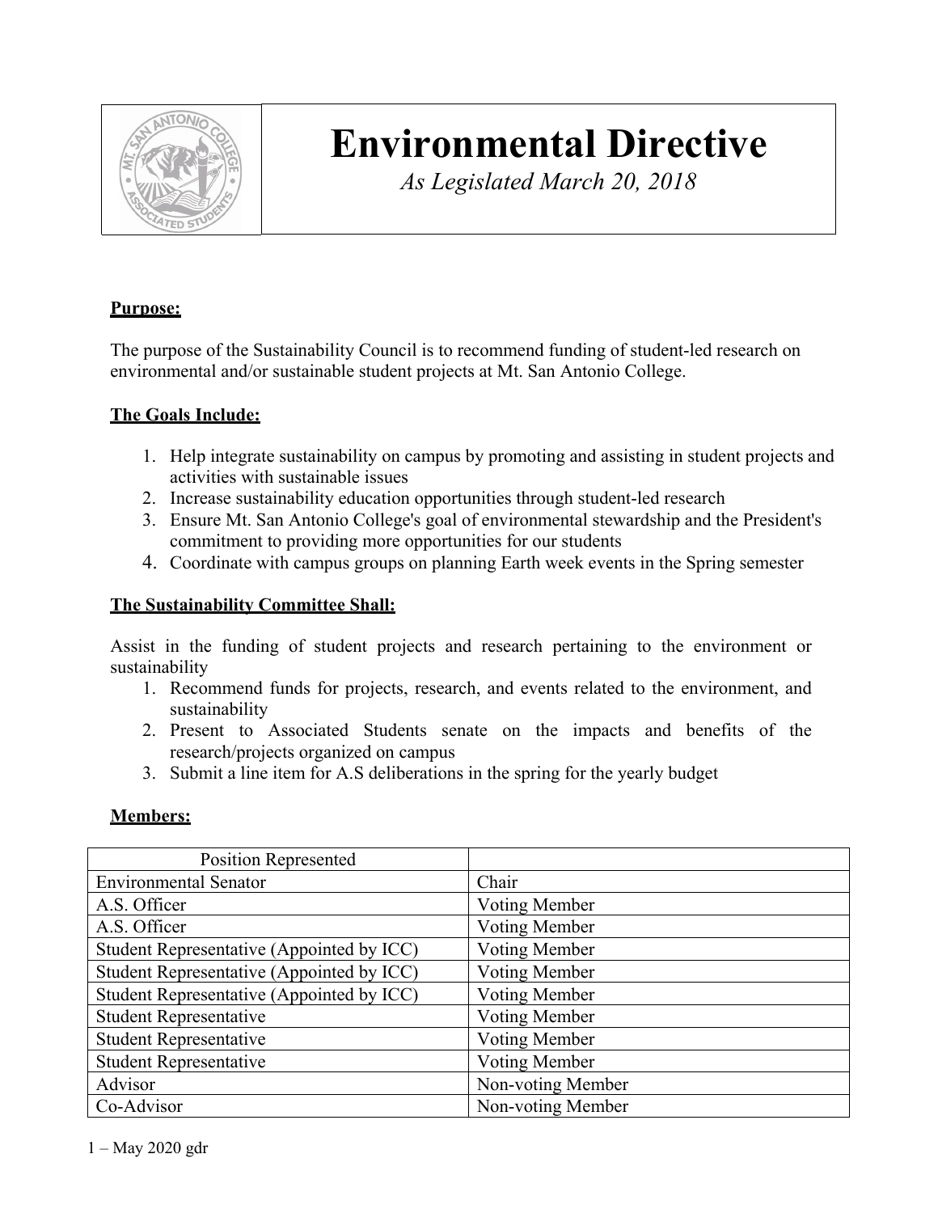# Environmental Directive

*As Legislated March 20, 2018*

**Purpose:**

The purpose of the Sustainability Council is to recommend funding of student-led research on environmental and/or sustainable student projects at Mt. San Antonio College.

**The Goals Include:**

1. Help integrate sustainability on campus by promoting and assisting in student projects and activities with sustainable issues
2. Increase sustainability education opportunities through student-led research
3. Ensure Mt. San Antonio College's goal of environmental stewardship and the President's commitment to providing more opportunities for our students
4. Coordinate with campus groups on planning Earth week events in the Spring semester

**The Sustainability Committee Shall:**

Assist in the funding of student projects and research pertaining to the environment or sustainability

1. Recommend funds for projects, research, and events related to the environment, and sustainability
2. Present to Associated Students senate on the impacts and benefits of the research/projects organized on campus
3. Submit a line item for A.S deliberations in the spring for the yearly budget

**Members:**

| Position Represented | |
|---|---|
| Environmental Senator | Chair |
| A.S. Officer | Voting Member |
| A.S. Officer | Voting Member |
| Student Representative (Appointed by ICC) | Voting Member |
| Student Representative (Appointed by ICC) | Voting Member |
| Student Representative (Appointed by ICC) | Voting Member |
| Student Representative | Voting Member |
| Student Representative | Voting Member |
| Student Representative | Voting Member |
| Advisor | Non-voting Member |
| Co-Advisor | Non-voting Member |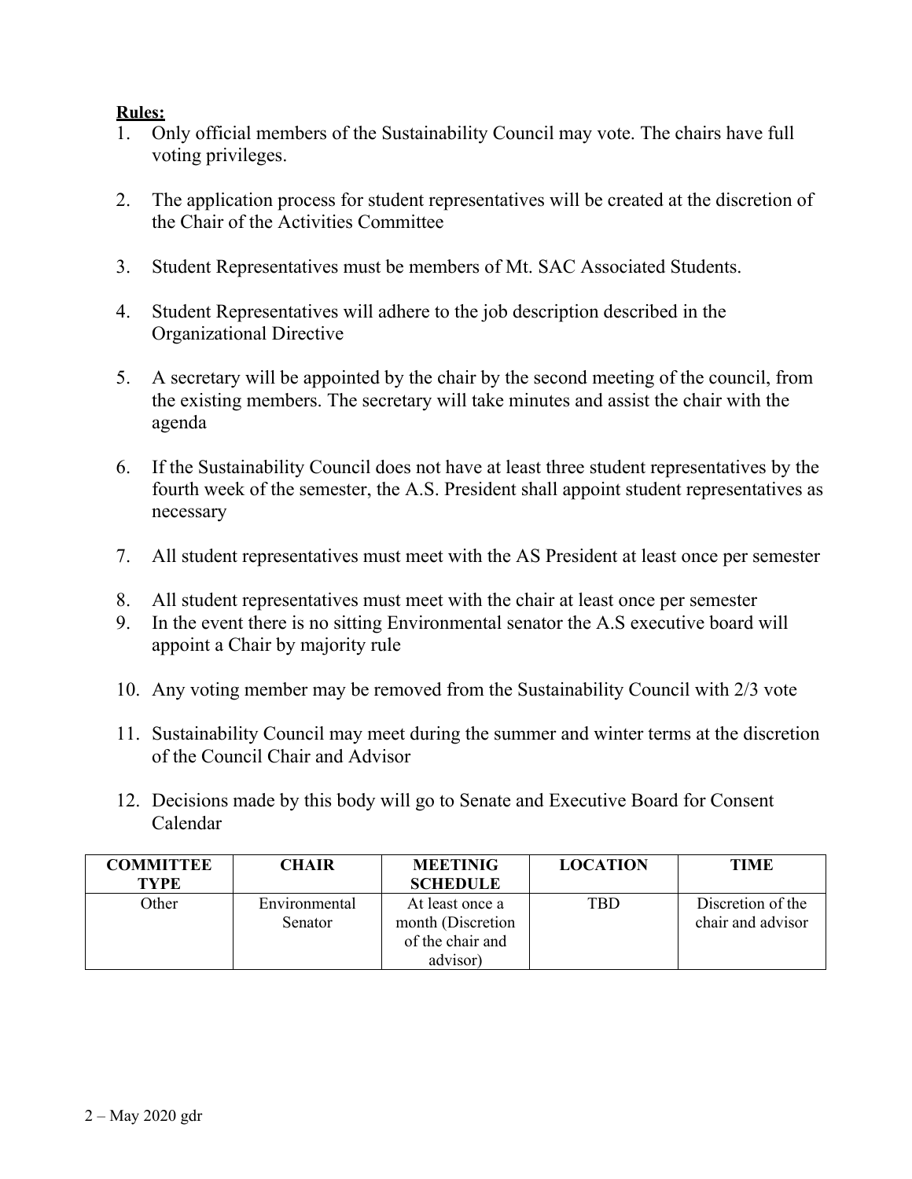**Rules:**

1. Only official members of the Sustainability Council may vote. The chairs have full voting privileges.

2. The application process for student representatives will be created at the discretion of the Chair of the Activities Committee

3. Student Representatives must be members of Mt. SAC Associated Students.

4. Student Representatives will adhere to the job description described in the Organizational Directive

5. A secretary will be appointed by the chair by the second meeting of the council, from the existing members. The secretary will take minutes and assist the chair with the agenda

6. If the Sustainability Council does not have at least three student representatives by the fourth week of the semester, the A.S. President shall appoint student representatives as necessary

7. All student representatives must meet with the AS President at least once per semester

8. All student representatives must meet with the chair at least once per semester
9. In the event there is no sitting Environmental senator the A.S executive board will appoint a Chair by majority rule

10. Any voting member may be removed from the Sustainability Council with 2/3 vote

11. Sustainability Council may meet during the summer and winter terms at the discretion of the Council Chair and Advisor

12. Decisions made by this body will go to Senate and Executive Board for Consent Calendar

| COMMITTEE TYPE | CHAIR | MEETINIG SCHEDULE | LOCATION | TIME |
|---|---|---|---|---|
| Other | Environmental Senator | At least once a month (Discretion of the chair and advisor) | TBD | Discretion of the chair and advisor |

2 – May 2020 gdr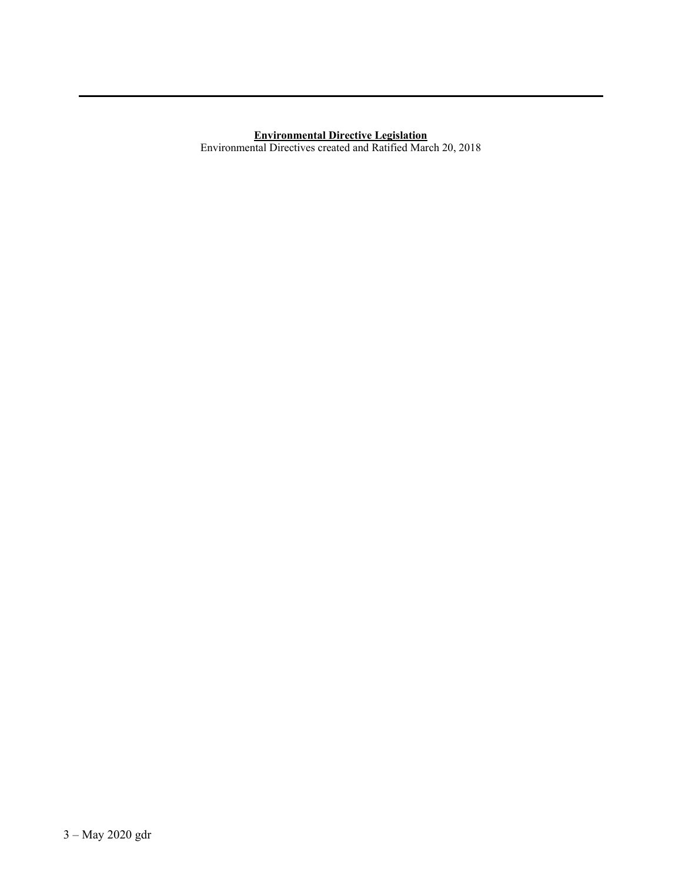---

**<u>Environmental Directive Legislation</u>**
Environmental Directives created and Ratified March 20, 2018